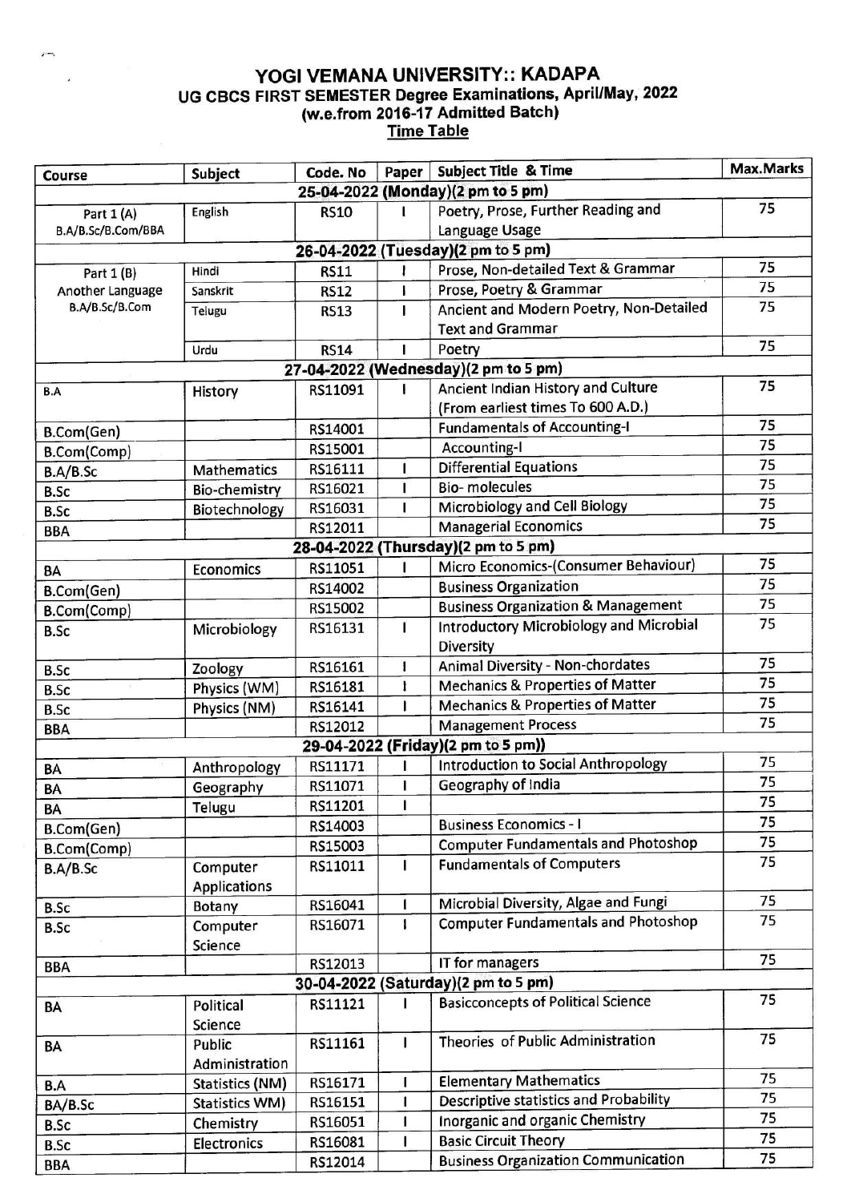# YOGI VEMANA UNIVERSITY:: KADAPA

## UG CBCS FIRST SEMESTER Degree Examinations, April/May, 2022

### (w.e.from 2016-17 Admitted Batch)

### Time Table

| Course | Subject | Code. No | Paper | Subject Title & Time | Max.Marks |
|---|---|---|---|---|---|
| **25-04-2022 (Monday)(2 pm to 5 pm)** | | | | | |
| Part 1 (A) B.A/B.Sc/B.Com/BBA | English | RS10 | I | Poetry, Prose, Further Reading and Language Usage | 75 |
| **26-04-2022 (Tuesday)(2 pm to 5 pm)** | | | | | |
| Part 1 (B) Another Language B.A/B.Sc/B.Com | Hindi | RS11 | I | Prose, Non-detailed Text & Grammar | 75 |
| | Sanskrit | RS12 | I | Prose, Poetry & Grammar | 75 |
| | Telugu | RS13 | I | Ancient and Modern Poetry, Non-Detailed Text and Grammar | 75 |
| | Urdu | RS14 | I | Poetry | 75 |
| **27-04-2022 (Wednesday)(2 pm to 5 pm)** | | | | | |
| B.A | History | RS11091 | I | Ancient Indian History and Culture (From earliest times To 600 A.D.) | 75 |
| B.Com(Gen) | | RS14001 | | Fundamentals of Accounting-I | 75 |
| B.Com(Comp) | | RS15001 | | Accounting-I | 75 |
| B.A/B.Sc | Mathematics | RS16111 | I | Differential Equations | 75 |
| B.Sc | Bio-chemistry | RS16021 | I | Bio- molecules | 75 |
| B.Sc | Biotechnology | RS16031 | I | Microbiology and Cell Biology | 75 |
| BBA | | RS12011 | | Managerial Economics | 75 |
| **28-04-2022 (Thursday)(2 pm to 5 pm)** | | | | | |
| BA | Economics | RS11051 | I | Micro Economics-(Consumer Behaviour) | 75 |
| B.Com(Gen) | | RS14002 | | Business Organization | 75 |
| B.Com(Comp) | | RS15002 | | Business Organization & Management | 75 |
| B.Sc | Microbiology | RS16131 | I | Introductory Microbiology and Microbial Diversity | 75 |
| B.Sc | Zoology | RS16161 | I | Animal Diversity - Non-chordates | 75 |
| B.Sc | Physics (WM) | RS16181 | I | Mechanics & Properties of Matter | 75 |
| B.Sc | Physics (NM) | RS16141 | I | Mechanics & Properties of Matter | 75 |
| BBA | | RS12012 | | Management Process | 75 |
| **29-04-2022 (Friday)(2 pm to 5 pm))** | | | | | |
| BA | Anthropology | RS11171 | I | Introduction to Social Anthropology | 75 |
| BA | Geography | RS11071 | I | Geography of India | 75 |
| BA | Telugu | RS11201 | I | | 75 |
| B.Com(Gen) | | RS14003 | | Business Economics - I | 75 |
| B.Com(Comp) | | RS15003 | | Computer Fundamentals and Photoshop | 75 |
| B.A/B.Sc | Computer Applications | RS11011 | I | Fundamentals of Computers | 75 |
| B.Sc | Botany | RS16041 | I | Microbial Diversity, Algae and Fungi | 75 |
| B.Sc | Computer Science | RS16071 | I | Computer Fundamentals and Photoshop | 75 |
| BBA | | RS12013 | | IT for managers | 75 |
| **30-04-2022 (Saturday)(2 pm to 5 pm)** | | | | | |
| BA | Political Science | RS11121 | I | Basicconcepts of Political Science | 75 |
| BA | Public Administration | RS11161 | I | Theories of Public Administration | 75 |
| B.A | Statistics (NM) | RS16171 | I | Elementary Mathematics | 75 |
| BA/B.Sc | Statistics WM) | RS16151 | I | Descriptive statistics and Probability | 75 |
| B.Sc | Chemistry | RS16051 | I | Inorganic and organic Chemistry | 75 |
| B.Sc | Electronics | RS16081 | I | Basic Circuit Theory | 75 |
| BBA | | RS12014 | | Business Organization Communication | 75 |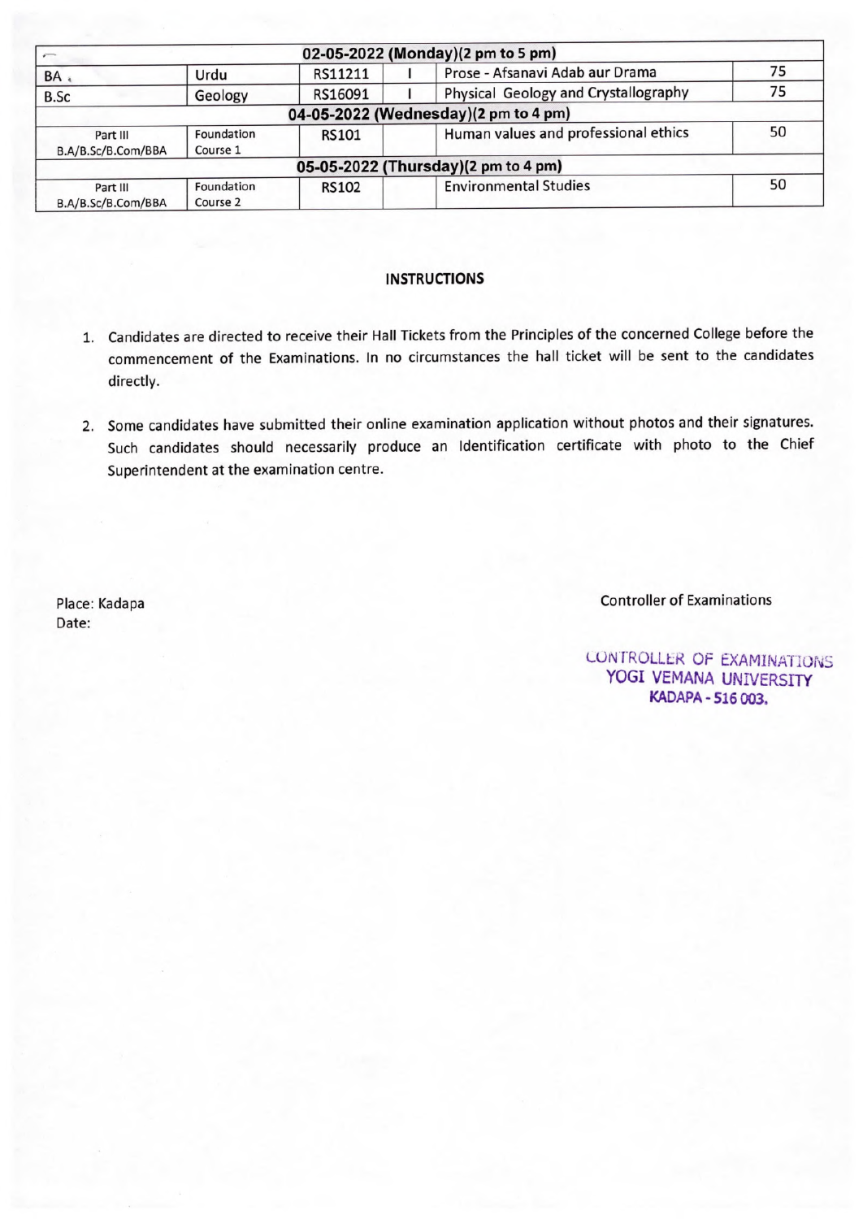| | | | | | |
|---|---|---|---|---|---|
| **02-05-2022 (Monday)(2 pm to 5 pm)** | | | | | |
| BA | Urdu | RS11211 | I | Prose - Afsanavi Adab aur Drama | 75 |
| B.Sc | Geology | RS16091 | I | Physical Geology and Crystallography | 75 |
| **04-05-2022 (Wednesday)(2 pm to 4 pm)** | | | | | |
| Part III B.A/B.Sc/B.Com/BBA | Foundation Course 1 | RS101 | | Human values and professional ethics | 50 |
| **05-05-2022 (Thursday)(2 pm to 4 pm)** | | | | | |
| Part III B.A/B.Sc/B.Com/BBA | Foundation Course 2 | RS102 | | Environmental Studies | 50 |

**INSTRUCTIONS**

1. Candidates are directed to receive their Hall Tickets from the Principles of the concerned College before the commencement of the Examinations. In no circumstances the hall ticket will be sent to the candidates directly.
2. Some candidates have submitted their online examination application without photos and their signatures. Such candidates should necessarily produce an Identification certificate with photo to the Chief Superintendent at the examination centre.

Place: Kadapa
Date:

Controller of Examinations

CONTROLLER OF EXAMINATIONS
YOGI VEMANA UNIVERSITY
KADAPA - 516 003.